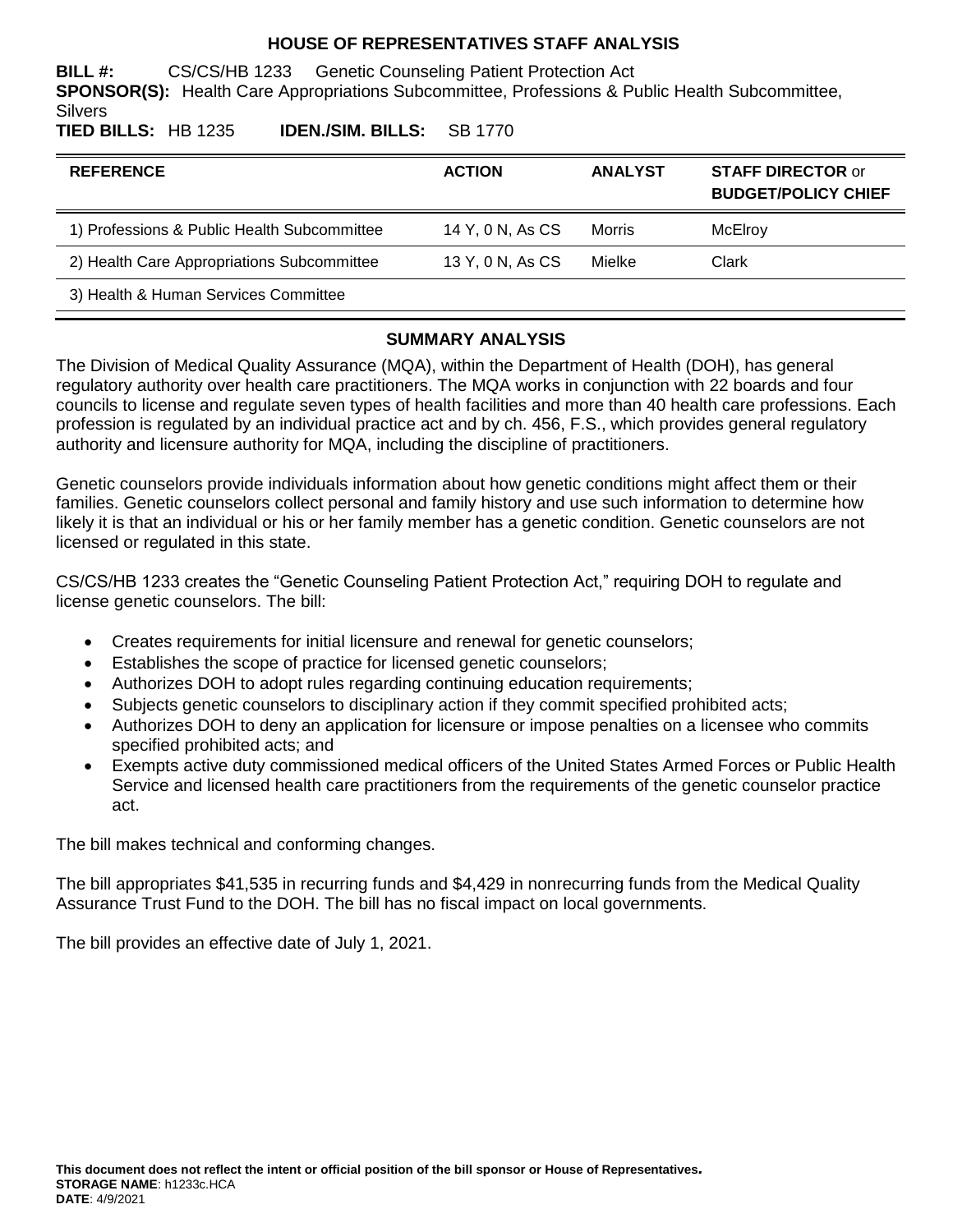# HOUSE OF REPRESENTATIVES STAFF ANALYSIS

**BILL #:** CS/CS/HB 1233 Genetic Counseling Patient Protection Act

**SPONSOR(S):** Health Care Appropriations Subcommittee, Professions & Public Health Subcommittee, Silvers

**TIED BILLS:** HB 1235 **IDEN./SIM. BILLS:** SB 1770

| REFERENCE | ACTION | ANALYST | STAFF DIRECTOR or BUDGET/POLICY CHIEF |
|---|---|---|---|
| 1) Professions & Public Health Subcommittee | 14 Y, 0 N, As CS | Morris | McElroy |
| 2) Health Care Appropriations Subcommittee | 13 Y, 0 N, As CS | Mielke | Clark |
| 3) Health & Human Services Committee | | | |

## SUMMARY ANALYSIS

The Division of Medical Quality Assurance (MQA), within the Department of Health (DOH), has general regulatory authority over health care practitioners. The MQA works in conjunction with 22 boards and four councils to license and regulate seven types of health facilities and more than 40 health care professions. Each profession is regulated by an individual practice act and by ch. 456, F.S., which provides general regulatory authority and licensure authority for MQA, including the discipline of practitioners.

Genetic counselors provide individuals information about how genetic conditions might affect them or their families. Genetic counselors collect personal and family history and use such information to determine how likely it is that an individual or his or her family member has a genetic condition. Genetic counselors are not licensed or regulated in this state.

CS/CS/HB 1233 creates the "Genetic Counseling Patient Protection Act," requiring DOH to regulate and license genetic counselors. The bill:

- Creates requirements for initial licensure and renewal for genetic counselors;
- Establishes the scope of practice for licensed genetic counselors;
- Authorizes DOH to adopt rules regarding continuing education requirements;
- Subjects genetic counselors to disciplinary action if they commit specified prohibited acts;
- Authorizes DOH to deny an application for licensure or impose penalties on a licensee who commits specified prohibited acts; and
- Exempts active duty commissioned medical officers of the United States Armed Forces or Public Health Service and licensed health care practitioners from the requirements of the genetic counselor practice act.

The bill makes technical and conforming changes.

The bill appropriates $41,535 in recurring funds and $4,429 in nonrecurring funds from the Medical Quality Assurance Trust Fund to the DOH. The bill has no fiscal impact on local governments.

The bill provides an effective date of July 1, 2021.

**This document does not reflect the intent or official position of the bill sponsor or House of Representatives.**

**STORAGE NAME**: h1233c.HCA

**DATE**: 4/9/2021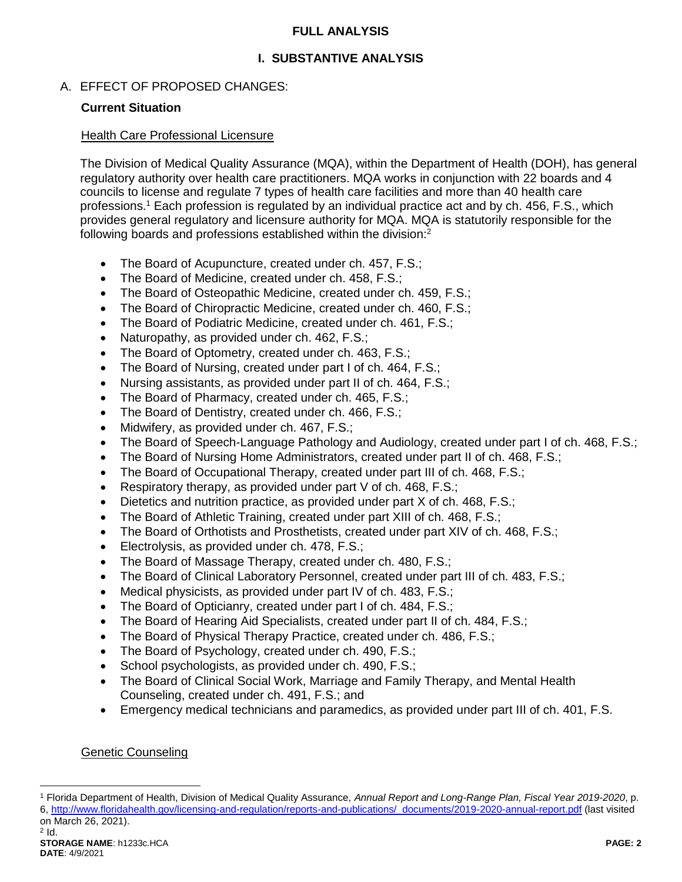## FULL ANALYSIS

### I. SUBSTANTIVE ANALYSIS

A. EFFECT OF PROPOSED CHANGES:

**Current Situation**

Health Care Professional Licensure

The Division of Medical Quality Assurance (MQA), within the Department of Health (DOH), has general regulatory authority over health care practitioners. MQA works in conjunction with 22 boards and 4 councils to license and regulate 7 types of health care facilities and more than 40 health care professions.[1] Each profession is regulated by an individual practice act and by ch. 456, F.S., which provides general regulatory and licensure authority for MQA. MQA is statutorily responsible for the following boards and professions established within the division:[2]

- The Board of Acupuncture, created under ch. 457, F.S.;
- The Board of Medicine, created under ch. 458, F.S.;
- The Board of Osteopathic Medicine, created under ch. 459, F.S.;
- The Board of Chiropractic Medicine, created under ch. 460, F.S.;
- The Board of Podiatric Medicine, created under ch. 461, F.S.;
- Naturopathy, as provided under ch. 462, F.S.;
- The Board of Optometry, created under ch. 463, F.S.;
- The Board of Nursing, created under part I of ch. 464, F.S.;
- Nursing assistants, as provided under part II of ch. 464, F.S.;
- The Board of Pharmacy, created under ch. 465, F.S.;
- The Board of Dentistry, created under ch. 466, F.S.;
- Midwifery, as provided under ch. 467, F.S.;
- The Board of Speech-Language Pathology and Audiology, created under part I of ch. 468, F.S.;
- The Board of Nursing Home Administrators, created under part II of ch. 468, F.S.;
- The Board of Occupational Therapy, created under part III of ch. 468, F.S.;
- Respiratory therapy, as provided under part V of ch. 468, F.S.;
- Dietetics and nutrition practice, as provided under part X of ch. 468, F.S.;
- The Board of Athletic Training, created under part XIII of ch. 468, F.S.;
- The Board of Orthotists and Prosthetists, created under part XIV of ch. 468, F.S.;
- Electrolysis, as provided under ch. 478, F.S.;
- The Board of Massage Therapy, created under ch. 480, F.S.;
- The Board of Clinical Laboratory Personnel, created under part III of ch. 483, F.S.;
- Medical physicists, as provided under part IV of ch. 483, F.S.;
- The Board of Opticianry, created under part I of ch. 484, F.S.;
- The Board of Hearing Aid Specialists, created under part II of ch. 484, F.S.;
- The Board of Physical Therapy Practice, created under ch. 486, F.S.;
- The Board of Psychology, created under ch. 490, F.S.;
- School psychologists, as provided under ch. 490, F.S.;
- The Board of Clinical Social Work, Marriage and Family Therapy, and Mental Health Counseling, created under ch. 491, F.S.; and
- Emergency medical technicians and paramedics, as provided under part III of ch. 401, F.S.

Genetic Counseling

---

[1] Florida Department of Health, Division of Medical Quality Assurance, *Annual Report and Long-Range Plan, Fiscal Year 2019-2020*, p. 6, http://www.floridahealth.gov/licensing-and-regulation/reports-and-publications/_documents/2019-2020-annual-report.pdf (last visited on March 26, 2021).

[2] Id.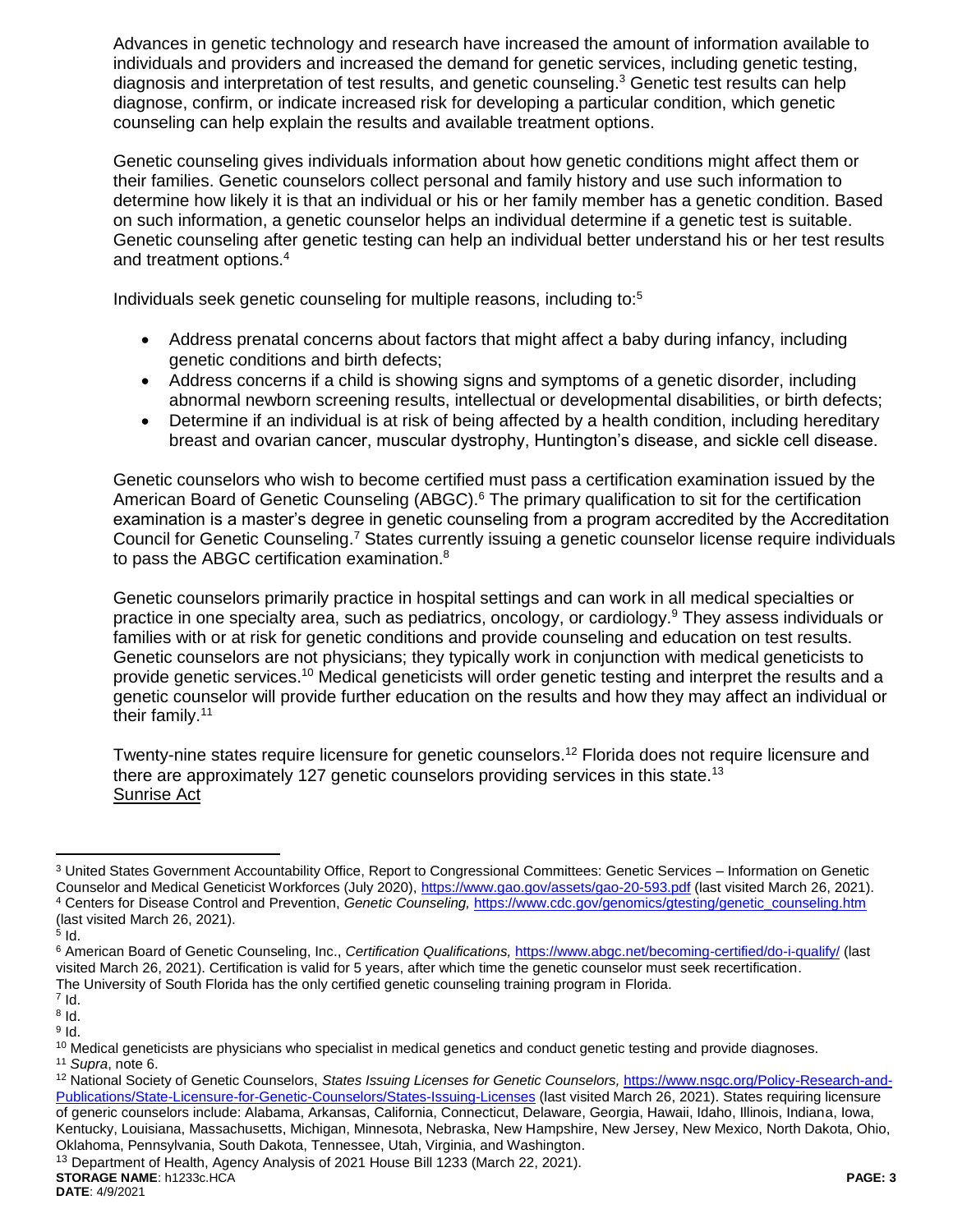Advances in genetic technology and research have increased the amount of information available to individuals and providers and increased the demand for genetic services, including genetic testing, diagnosis and interpretation of test results, and genetic counseling.[3] Genetic test results can help diagnose, confirm, or indicate increased risk for developing a particular condition, which genetic counseling can help explain the results and available treatment options.

Genetic counseling gives individuals information about how genetic conditions might affect them or their families. Genetic counselors collect personal and family history and use such information to determine how likely it is that an individual or his or her family member has a genetic condition. Based on such information, a genetic counselor helps an individual determine if a genetic test is suitable. Genetic counseling after genetic testing can help an individual better understand his or her test results and treatment options.[4]

Individuals seek genetic counseling for multiple reasons, including to:[5]

- Address prenatal concerns about factors that might affect a baby during infancy, including genetic conditions and birth defects;
- Address concerns if a child is showing signs and symptoms of a genetic disorder, including abnormal newborn screening results, intellectual or developmental disabilities, or birth defects;
- Determine if an individual is at risk of being affected by a health condition, including hereditary breast and ovarian cancer, muscular dystrophy, Huntington's disease, and sickle cell disease.

Genetic counselors who wish to become certified must pass a certification examination issued by the American Board of Genetic Counseling (ABGC).[6] The primary qualification to sit for the certification examination is a master's degree in genetic counseling from a program accredited by the Accreditation Council for Genetic Counseling.[7] States currently issuing a genetic counselor license require individuals to pass the ABGC certification examination.[8]

Genetic counselors primarily practice in hospital settings and can work in all medical specialties or practice in one specialty area, such as pediatrics, oncology, or cardiology.[9] They assess individuals or families with or at risk for genetic conditions and provide counseling and education on test results. Genetic counselors are not physicians; they typically work in conjunction with medical geneticists to provide genetic services.[10] Medical geneticists will order genetic testing and interpret the results and a genetic counselor will provide further education on the results and how they may affect an individual or their family.[11]

Twenty-nine states require licensure for genetic counselors.[12] Florida does not require licensure and there are approximately 127 genetic counselors providing services in this state.[13]

<u>Sunrise Act</u>

---

[3] United States Government Accountability Office, Report to Congressional Committees: Genetic Services – Information on Genetic Counselor and Medical Geneticist Workforces (July 2020), https://www.gao.gov/assets/gao-20-593.pdf (last visited March 26, 2021).

[4] Centers for Disease Control and Prevention, *Genetic Counseling,* https://www.cdc.gov/genomics/gtesting/genetic_counseling.htm (last visited March 26, 2021).

[5] Id.

[6] American Board of Genetic Counseling, Inc., *Certification Qualifications,* https://www.abgc.net/becoming-certified/do-i-qualify/ (last visited March 26, 2021). Certification is valid for 5 years, after which time the genetic counselor must seek recertification. The University of South Florida has the only certified genetic counseling training program in Florida.

[7] Id.

[8] Id.

[9] Id.

[10] Medical geneticists are physicians who specialist in medical genetics and conduct genetic testing and provide diagnoses.

[11] *Supra*, note 6.

[12] National Society of Genetic Counselors, *States Issuing Licenses for Genetic Counselors,* https://www.nsgc.org/Policy-Research-and-Publications/State-Licensure-for-Genetic-Counselors/States-Issuing-Licenses (last visited March 26, 2021). States requiring licensure of generic counselors include: Alabama, Arkansas, California, Connecticut, Delaware, Georgia, Hawaii, Idaho, Illinois, Indiana, Iowa, Kentucky, Louisiana, Massachusetts, Michigan, Minnesota, Nebraska, New Hampshire, New Jersey, New Mexico, North Dakota, Ohio, Oklahoma, Pennsylvania, South Dakota, Tennessee, Utah, Virginia, and Washington.

[13] Department of Health, Agency Analysis of 2021 House Bill 1233 (March 22, 2021).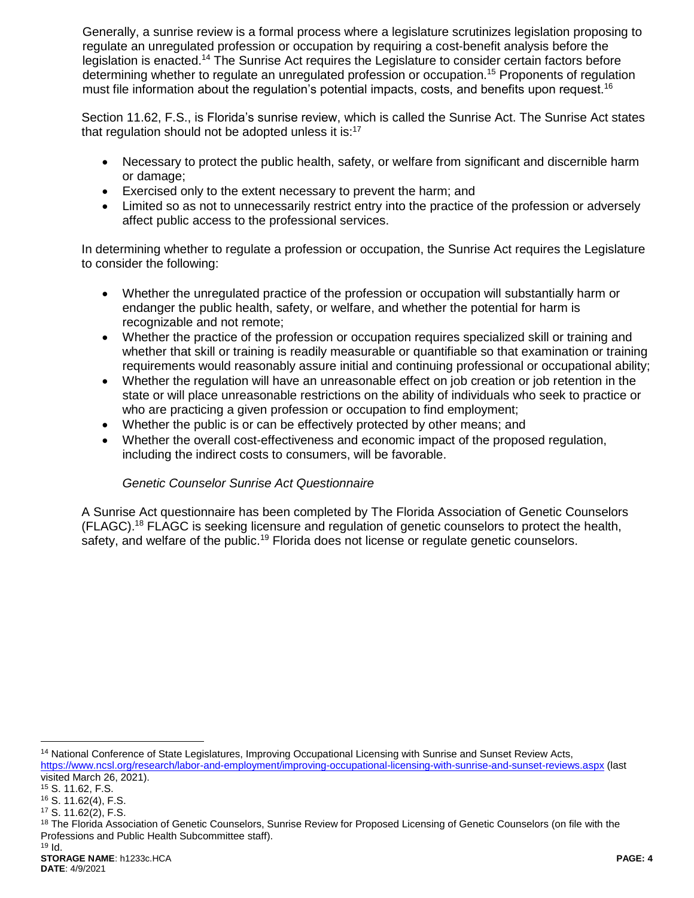Generally, a sunrise review is a formal process where a legislature scrutinizes legislation proposing to regulate an unregulated profession or occupation by requiring a cost-benefit analysis before the legislation is enacted.[14] The Sunrise Act requires the Legislature to consider certain factors before determining whether to regulate an unregulated profession or occupation.[15] Proponents of regulation must file information about the regulation's potential impacts, costs, and benefits upon request.[16]

Section 11.62, F.S., is Florida's sunrise review, which is called the Sunrise Act. The Sunrise Act states that regulation should not be adopted unless it is:[17]

- Necessary to protect the public health, safety, or welfare from significant and discernible harm or damage;
- Exercised only to the extent necessary to prevent the harm; and
- Limited so as not to unnecessarily restrict entry into the practice of the profession or adversely affect public access to the professional services.

In determining whether to regulate a profession or occupation, the Sunrise Act requires the Legislature to consider the following:

- Whether the unregulated practice of the profession or occupation will substantially harm or endanger the public health, safety, or welfare, and whether the potential for harm is recognizable and not remote;
- Whether the practice of the profession or occupation requires specialized skill or training and whether that skill or training is readily measurable or quantifiable so that examination or training requirements would reasonably assure initial and continuing professional or occupational ability;
- Whether the regulation will have an unreasonable effect on job creation or job retention in the state or will place unreasonable restrictions on the ability of individuals who seek to practice or who are practicing a given profession or occupation to find employment;
- Whether the public is or can be effectively protected by other means; and
- Whether the overall cost-effectiveness and economic impact of the proposed regulation, including the indirect costs to consumers, will be favorable.

*Genetic Counselor Sunrise Act Questionnaire*

A Sunrise Act questionnaire has been completed by The Florida Association of Genetic Counselors (FLAGC).[18] FLAGC is seeking licensure and regulation of genetic counselors to protect the health, safety, and welfare of the public.[19] Florida does not license or regulate genetic counselors.

---

[14] National Conference of State Legislatures, Improving Occupational Licensing with Sunrise and Sunset Review Acts, https://www.ncsl.org/research/labor-and-employment/improving-occupational-licensing-with-sunrise-and-sunset-reviews.aspx (last visited March 26, 2021).

[15] S. 11.62, F.S.

[16] S. 11.62(4), F.S.

[17] S. 11.62(2), F.S.

[18] The Florida Association of Genetic Counselors, Sunrise Review for Proposed Licensing of Genetic Counselors (on file with the Professions and Public Health Subcommittee staff).

[19] Id.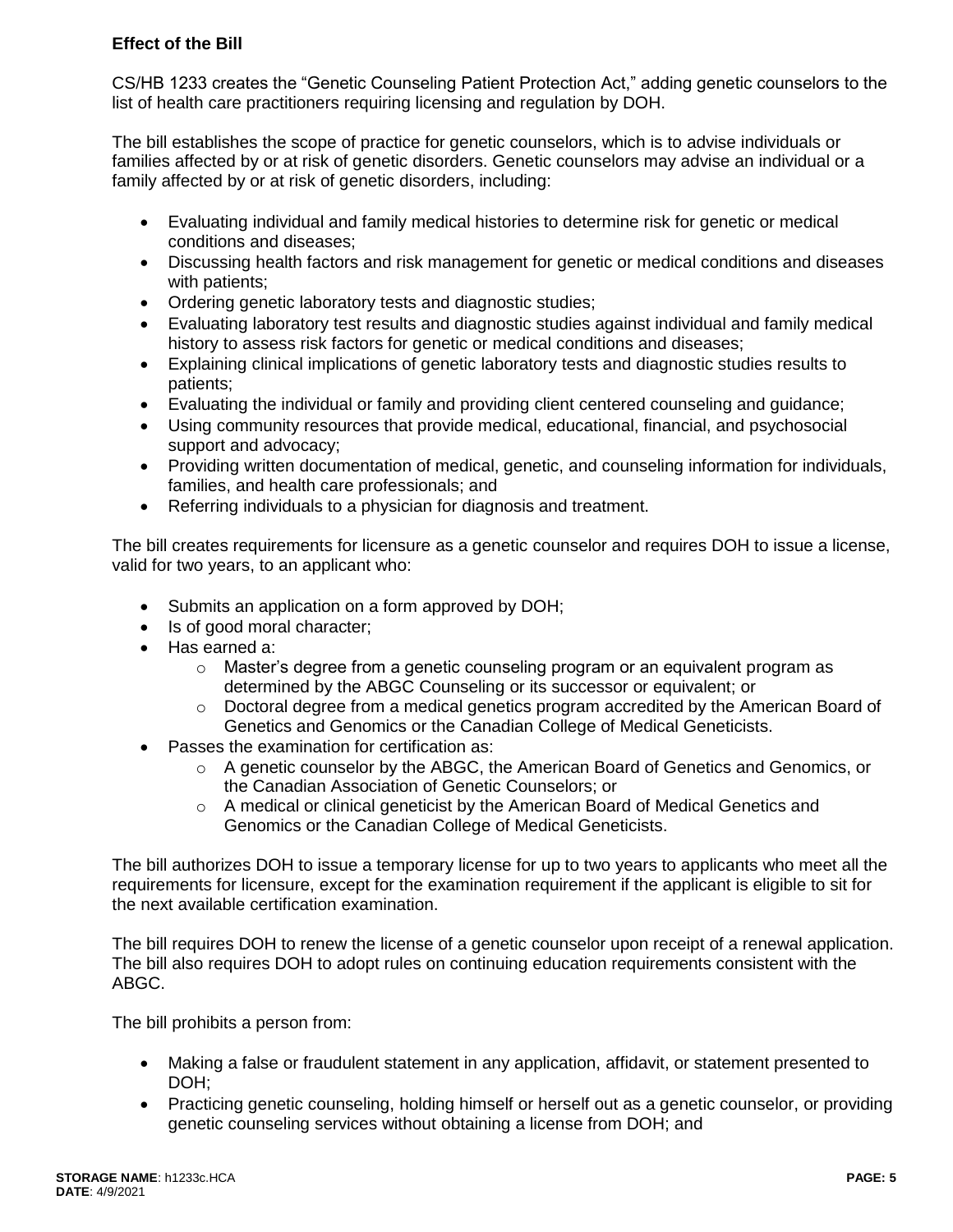**Effect of the Bill**

CS/HB 1233 creates the "Genetic Counseling Patient Protection Act," adding genetic counselors to the list of health care practitioners requiring licensing and regulation by DOH.

The bill establishes the scope of practice for genetic counselors, which is to advise individuals or families affected by or at risk of genetic disorders. Genetic counselors may advise an individual or a family affected by or at risk of genetic disorders, including:

- Evaluating individual and family medical histories to determine risk for genetic or medical conditions and diseases;
- Discussing health factors and risk management for genetic or medical conditions and diseases with patients;
- Ordering genetic laboratory tests and diagnostic studies;
- Evaluating laboratory test results and diagnostic studies against individual and family medical history to assess risk factors for genetic or medical conditions and diseases;
- Explaining clinical implications of genetic laboratory tests and diagnostic studies results to patients;
- Evaluating the individual or family and providing client centered counseling and guidance;
- Using community resources that provide medical, educational, financial, and psychosocial support and advocacy;
- Providing written documentation of medical, genetic, and counseling information for individuals, families, and health care professionals; and
- Referring individuals to a physician for diagnosis and treatment.

The bill creates requirements for licensure as a genetic counselor and requires DOH to issue a license, valid for two years, to an applicant who:

- Submits an application on a form approved by DOH;
- Is of good moral character;
- Has earned a:
  - Master's degree from a genetic counseling program or an equivalent program as determined by the ABGC Counseling or its successor or equivalent; or
  - Doctoral degree from a medical genetics program accredited by the American Board of Genetics and Genomics or the Canadian College of Medical Geneticists.
- Passes the examination for certification as:
  - A genetic counselor by the ABGC, the American Board of Genetics and Genomics, or the Canadian Association of Genetic Counselors; or
  - A medical or clinical geneticist by the American Board of Medical Genetics and Genomics or the Canadian College of Medical Geneticists.

The bill authorizes DOH to issue a temporary license for up to two years to applicants who meet all the requirements for licensure, except for the examination requirement if the applicant is eligible to sit for the next available certification examination.

The bill requires DOH to renew the license of a genetic counselor upon receipt of a renewal application. The bill also requires DOH to adopt rules on continuing education requirements consistent with the ABGC.

The bill prohibits a person from:

- Making a false or fraudulent statement in any application, affidavit, or statement presented to DOH;
- Practicing genetic counseling, holding himself or herself out as a genetic counselor, or providing genetic counseling services without obtaining a license from DOH; and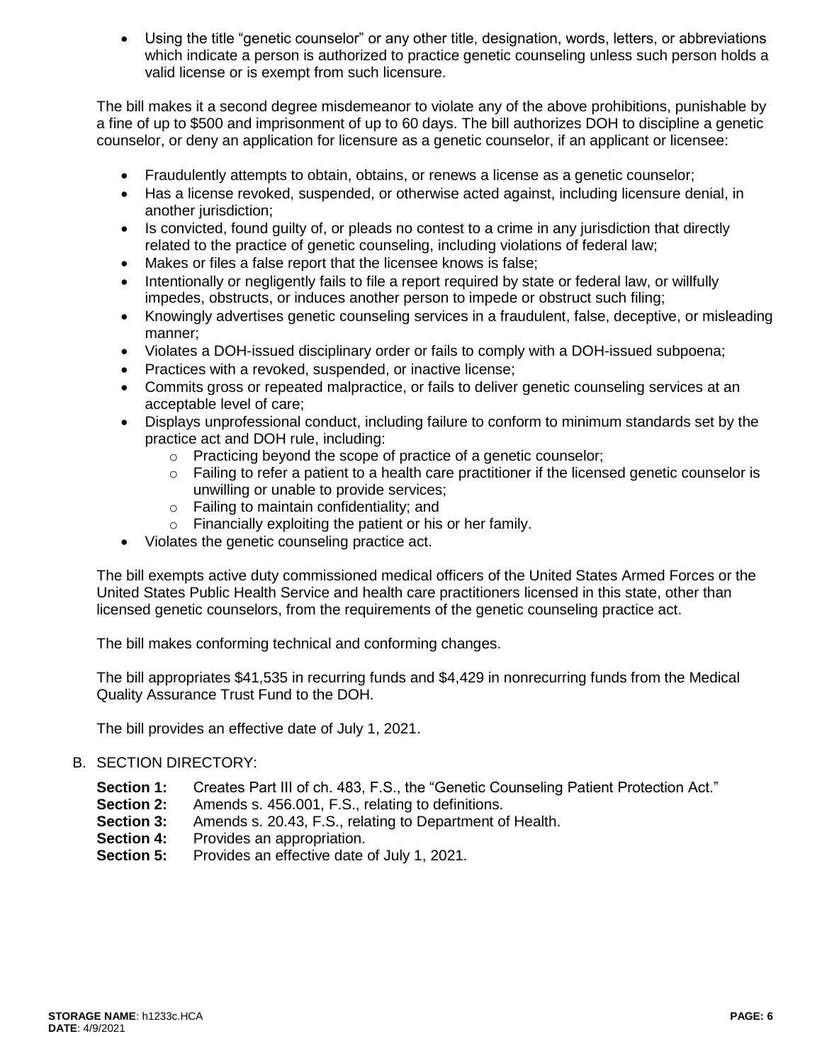- Using the title "genetic counselor" or any other title, designation, words, letters, or abbreviations which indicate a person is authorized to practice genetic counseling unless such person holds a valid license or is exempt from such licensure.

The bill makes it a second degree misdemeanor to violate any of the above prohibitions, punishable by a fine of up to $500 and imprisonment of up to 60 days. The bill authorizes DOH to discipline a genetic counselor, or deny an application for licensure as a genetic counselor, if an applicant or licensee:

- Fraudulently attempts to obtain, obtains, or renews a license as a genetic counselor;
- Has a license revoked, suspended, or otherwise acted against, including licensure denial, in another jurisdiction;
- Is convicted, found guilty of, or pleads no contest to a crime in any jurisdiction that directly related to the practice of genetic counseling, including violations of federal law;
- Makes or files a false report that the licensee knows is false;
- Intentionally or negligently fails to file a report required by state or federal law, or willfully impedes, obstructs, or induces another person to impede or obstruct such filing;
- Knowingly advertises genetic counseling services in a fraudulent, false, deceptive, or misleading manner;
- Violates a DOH-issued disciplinary order or fails to comply with a DOH-issued subpoena;
- Practices with a revoked, suspended, or inactive license;
- Commits gross or repeated malpractice, or fails to deliver genetic counseling services at an acceptable level of care;
- Displays unprofessional conduct, including failure to conform to minimum standards set by the practice act and DOH rule, including:
    - Practicing beyond the scope of practice of a genetic counselor;
    - Failing to refer a patient to a health care practitioner if the licensed genetic counselor is unwilling or unable to provide services;
    - Failing to maintain confidentiality; and
    - Financially exploiting the patient or his or her family.
- Violates the genetic counseling practice act.

The bill exempts active duty commissioned medical officers of the United States Armed Forces or the United States Public Health Service and health care practitioners licensed in this state, other than licensed genetic counselors, from the requirements of the genetic counseling practice act.

The bill makes conforming technical and conforming changes.

The bill appropriates $41,535 in recurring funds and $4,429 in nonrecurring funds from the Medical Quality Assurance Trust Fund to the DOH.

The bill provides an effective date of July 1, 2021.

B. SECTION DIRECTORY:

**Section 1:** Creates Part III of ch. 483, F.S., the "Genetic Counseling Patient Protection Act."
**Section 2:** Amends s. 456.001, F.S., relating to definitions.
**Section 3:** Amends s. 20.43, F.S., relating to Department of Health.
**Section 4:** Provides an appropriation.
**Section 5:** Provides an effective date of July 1, 2021.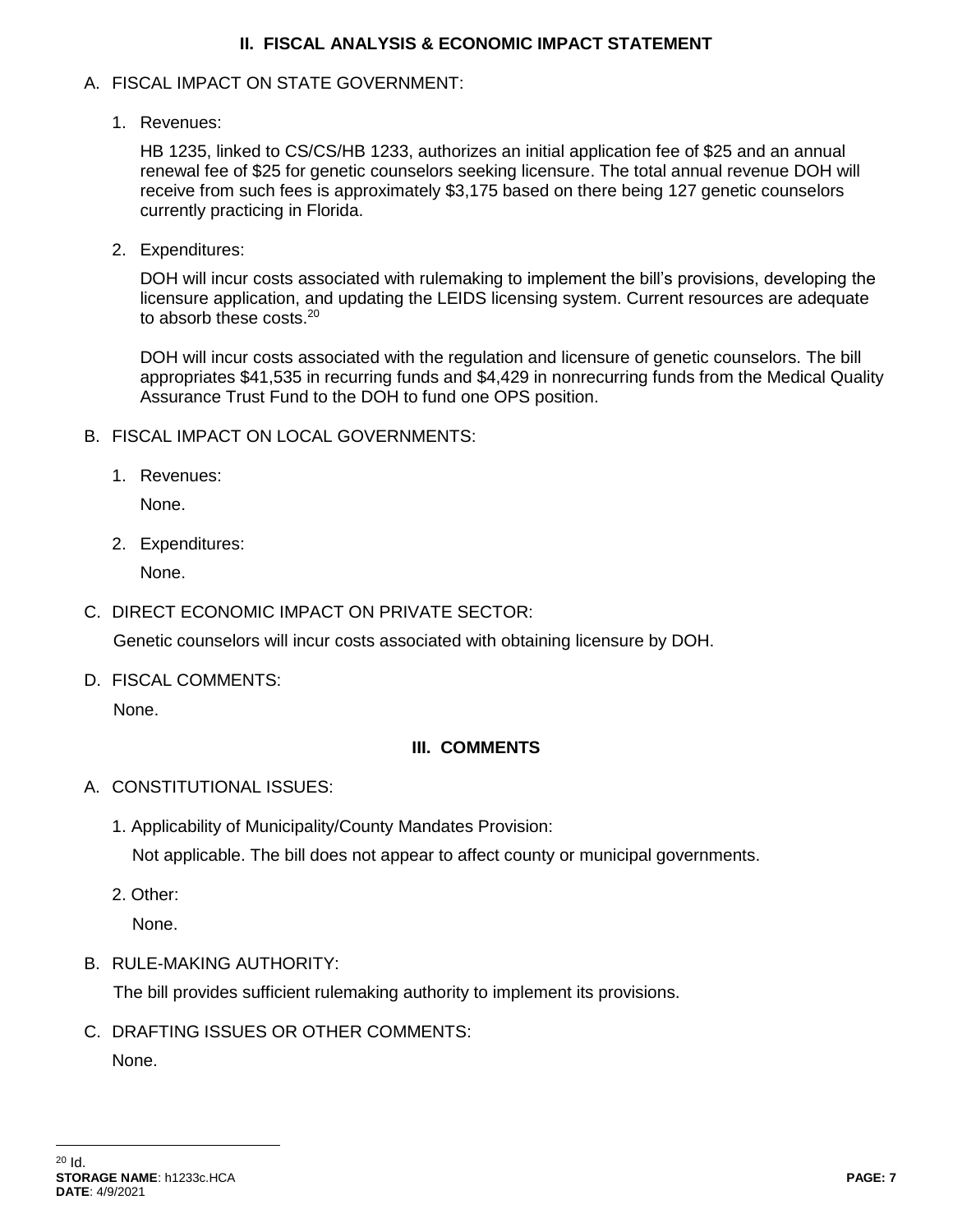## II. FISCAL ANALYSIS & ECONOMIC IMPACT STATEMENT

A. FISCAL IMPACT ON STATE GOVERNMENT:

1. Revenues:

   HB 1235, linked to CS/CS/HB 1233, authorizes an initial application fee of $25 and an annual renewal fee of $25 for genetic counselors seeking licensure. The total annual revenue DOH will receive from such fees is approximately $3,175 based on there being 127 genetic counselors currently practicing in Florida.

2. Expenditures:

   DOH will incur costs associated with rulemaking to implement the bill's provisions, developing the licensure application, and updating the LEIDS licensing system. Current resources are adequate to absorb these costs.[20]

   DOH will incur costs associated with the regulation and licensure of genetic counselors. The bill appropriates $41,535 in recurring funds and $4,429 in nonrecurring funds from the Medical Quality Assurance Trust Fund to the DOH to fund one OPS position.

B. FISCAL IMPACT ON LOCAL GOVERNMENTS:

1. Revenues:

   None.

2. Expenditures:

   None.

C. DIRECT ECONOMIC IMPACT ON PRIVATE SECTOR:

   Genetic counselors will incur costs associated with obtaining licensure by DOH.

D. FISCAL COMMENTS:

   None.

## III. COMMENTS

A. CONSTITUTIONAL ISSUES:

1. Applicability of Municipality/County Mandates Provision:

   Not applicable. The bill does not appear to affect county or municipal governments.

2. Other:

   None.

B. RULE-MAKING AUTHORITY:

   The bill provides sufficient rulemaking authority to implement its provisions.

C. DRAFTING ISSUES OR OTHER COMMENTS:

   None.

---

[20] Id.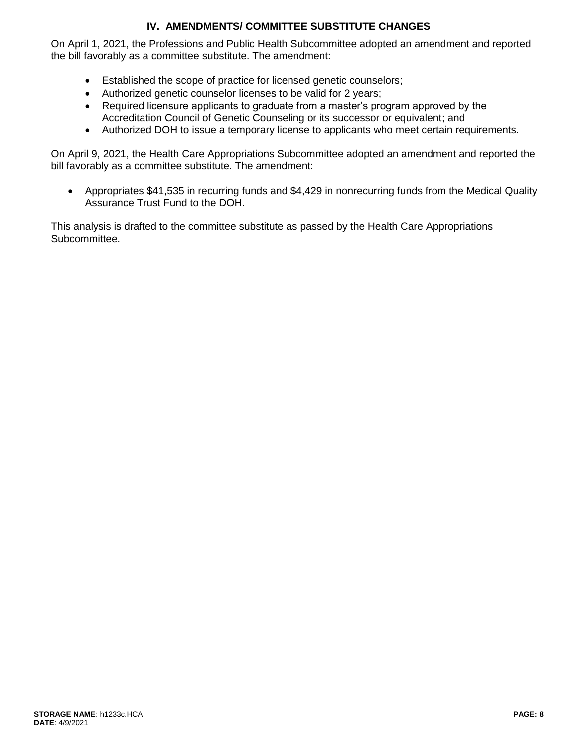## IV. AMENDMENTS/ COMMITTEE SUBSTITUTE CHANGES

On April 1, 2021, the Professions and Public Health Subcommittee adopted an amendment and reported the bill favorably as a committee substitute. The amendment:

- Established the scope of practice for licensed genetic counselors;
- Authorized genetic counselor licenses to be valid for 2 years;
- Required licensure applicants to graduate from a master's program approved by the Accreditation Council of Genetic Counseling or its successor or equivalent; and
- Authorized DOH to issue a temporary license to applicants who meet certain requirements.

On April 9, 2021, the Health Care Appropriations Subcommittee adopted an amendment and reported the bill favorably as a committee substitute. The amendment:

- Appropriates $41,535 in recurring funds and $4,429 in nonrecurring funds from the Medical Quality Assurance Trust Fund to the DOH.

This analysis is drafted to the committee substitute as passed by the Health Care Appropriations Subcommittee.